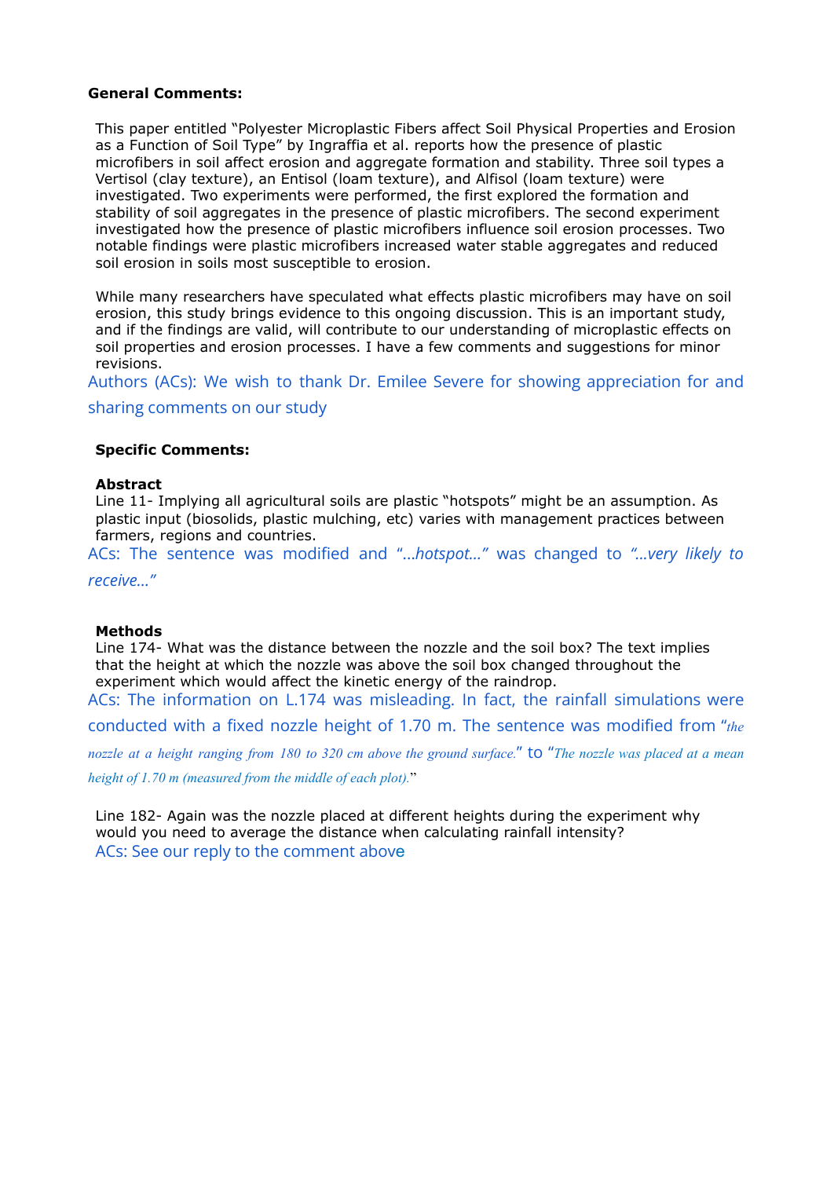**General Comments:**

This paper entitled "Polyester Microplastic Fibers affect Soil Physical Properties and Erosion as a Function of Soil Type" by Ingraffia et al. reports how the presence of plastic microfibers in soil affect erosion and aggregate formation and stability. Three soil types a Vertisol (clay texture), an Entisol (loam texture), and Alfisol (loam texture) were investigated. Two experiments were performed, the first explored the formation and stability of soil aggregates in the presence of plastic microfibers. The second experiment investigated how the presence of plastic microfibers influence soil erosion processes. Two notable findings were plastic microfibers increased water stable aggregates and reduced soil erosion in soils most susceptible to erosion.

While many researchers have speculated what effects plastic microfibers may have on soil erosion, this study brings evidence to this ongoing discussion. This is an important study, and if the findings are valid, will contribute to our understanding of microplastic effects on soil properties and erosion processes. I have a few comments and suggestions for minor revisions.

Authors (ACs): We wish to thank Dr. Emilee Severe for showing appreciation for and sharing comments on our study

**Specific Comments:**

**Abstract**

Line 11- Implying all agricultural soils are plastic "hotspots" might be an assumption. As plastic input (biosolids, plastic mulching, etc) varies with management practices between farmers, regions and countries.

ACs: The sentence was modified and "*...hotspot...*" was changed to *"...very likely to receive..."*

**Methods**

Line 174- What was the distance between the nozzle and the soil box? The text implies that the height at which the nozzle was above the soil box changed throughout the experiment which would affect the kinetic energy of the raindrop.

ACs: The information on L.174 was misleading. In fact, the rainfall simulations were conducted with a fixed nozzle height of 1.70 m. The sentence was modified from "*the nozzle at a height ranging from 180 to 320 cm above the ground surface.*" to "*The nozzle was placed at a mean height of 1.70 m (measured from the middle of each plot).*"

Line 182- Again was the nozzle placed at different heights during the experiment why would you need to average the distance when calculating rainfall intensity?

ACs: See our reply to the comment above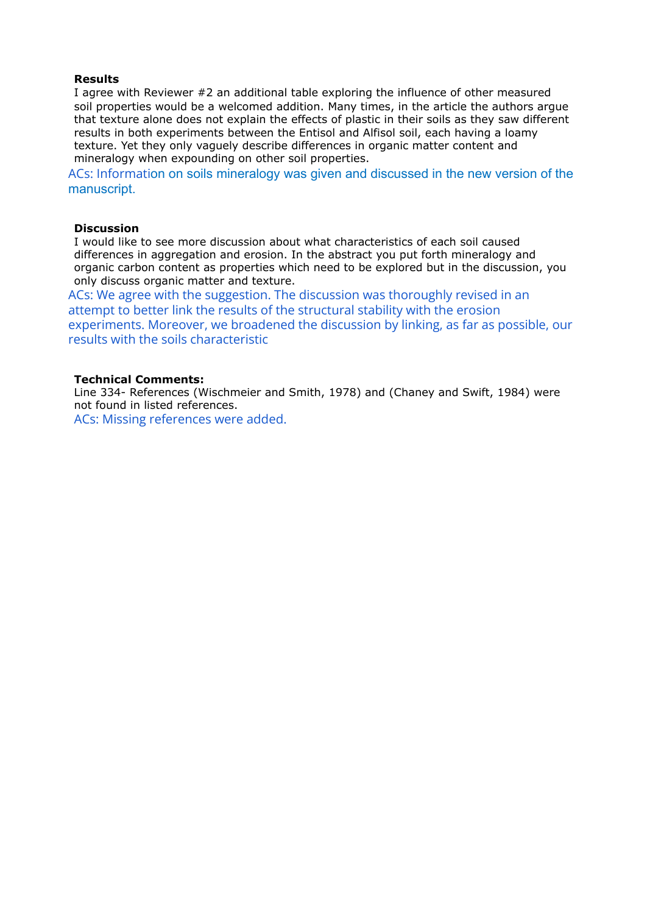**Results**

I agree with Reviewer #2 an additional table exploring the influence of other measured soil properties would be a welcomed addition. Many times, in the article the authors argue that texture alone does not explain the effects of plastic in their soils as they saw different results in both experiments between the Entisol and Alfisol soil, each having a loamy texture. Yet they only vaguely describe differences in organic matter content and mineralogy when expounding on other soil properties.

ACs: Information on soils mineralogy was given and discussed in the new version of the manuscript.

**Discussion**

I would like to see more discussion about what characteristics of each soil caused differences in aggregation and erosion. In the abstract you put forth mineralogy and organic carbon content as properties which need to be explored but in the discussion, you only discuss organic matter and texture.

ACs: We agree with the suggestion. The discussion was thoroughly revised in an attempt to better link the results of the structural stability with the erosion experiments. Moreover, we broadened the discussion by linking, as far as possible, our results with the soils characteristic

**Technical Comments:**

Line 334- References (Wischmeier and Smith, 1978) and (Chaney and Swift, 1984) were not found in listed references.

ACs: Missing references were added.